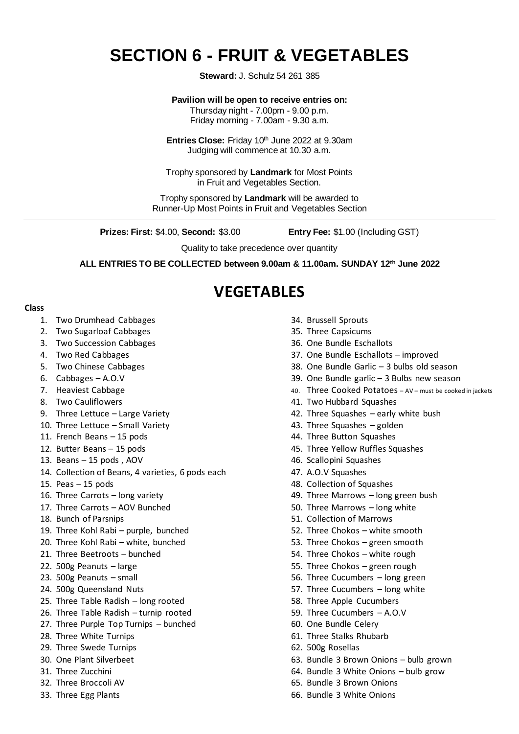# SECTION 6 - FRUIT & VEGETABLES

**Steward:** J. Schulz 54 261 385

**Pavilion will be open to receive entries on:**
Thursday night - 7.00pm - 9.00 p.m.
Friday morning - 7.00am - 9.30 a.m.

**Entries Close:** Friday 10th June 2022 at 9.30am
Judging will commence at 10.30 a.m.

Trophy sponsored by **Landmark** for Most Points in Fruit and Vegetables Section.

Trophy sponsored by **Landmark** will be awarded to Runner-Up Most Points in Fruit and Vegetables Section

---

**Prizes: First:** $4.00, **Second:** $3.00 **Entry Fee:** $1.00 (Including GST)

Quality to take precedence over quantity

**ALL ENTRIES TO BE COLLECTED between 9.00am & 11.00am. SUNDAY 12th June 2022**

## VEGETABLES

**Class**

1. Two Drumhead Cabbages
2. Two Sugarloaf Cabbages
3. Two Succession Cabbages
4. Two Red Cabbages
5. Two Chinese Cabbages
6. Cabbages – A.O.V
7. Heaviest Cabbage
8. Two Cauliflowers
9. Three Lettuce – Large Variety
10. Three Lettuce – Small Variety
11. French Beans – 15 pods
12. Butter Beans – 15 pods
13. Beans – 15 pods , AOV
14. Collection of Beans, 4 varieties, 6 pods each
15. Peas – 15 pods
16. Three Carrots – long variety
17. Three Carrots – AOV Bunched
18. Bunch of Parsnips
19. Three Kohl Rabi – purple, bunched
20. Three Kohl Rabi – white, bunched
21. Three Beetroots – bunched
22. 500g Peanuts – large
23. 500g Peanuts – small
24. 500g Queensland Nuts
25. Three Table Radish – long rooted
26. Three Table Radish – turnip rooted
27. Three Purple Top Turnips – bunched
28. Three White Turnips
29. Three Swede Turnips
30. One Plant Silverbeet
31. Three Zucchini
32. Three Broccoli AV
33. Three Egg Plants
34. Brussell Sprouts
35. Three Capsicums
36. One Bundle Eschallots
37. One Bundle Eschallots – improved
38. One Bundle Garlic – 3 bulbs old season
39. One Bundle garlic – 3 Bulbs new season
40. Three Cooked Potatoes – AV – must be cooked in jackets
41. Two Hubbard Squashes
42. Three Squashes – early white bush
43. Three Squashes – golden
44. Three Button Squashes
45. Three Yellow Ruffles Squashes
46. Scallopini Squashes
47. A.O.V Squashes
48. Collection of Squashes
49. Three Marrows – long green bush
50. Three Marrows – long white
51. Collection of Marrows
52. Three Chokos – white smooth
53. Three Chokos – green smooth
54. Three Chokos – white rough
55. Three Chokos – green rough
56. Three Cucumbers – long green
57. Three Cucumbers – long white
58. Three Apple Cucumbers
59. Three Cucumbers – A.O.V
60. One Bundle Celery
61. Three Stalks Rhubarb
62. 500g Rosellas
63. Bundle 3 Brown Onions – bulb grown
64. Bundle 3 White Onions – bulb grow
65. Bundle 3 Brown Onions
66. Bundle 3 White Onions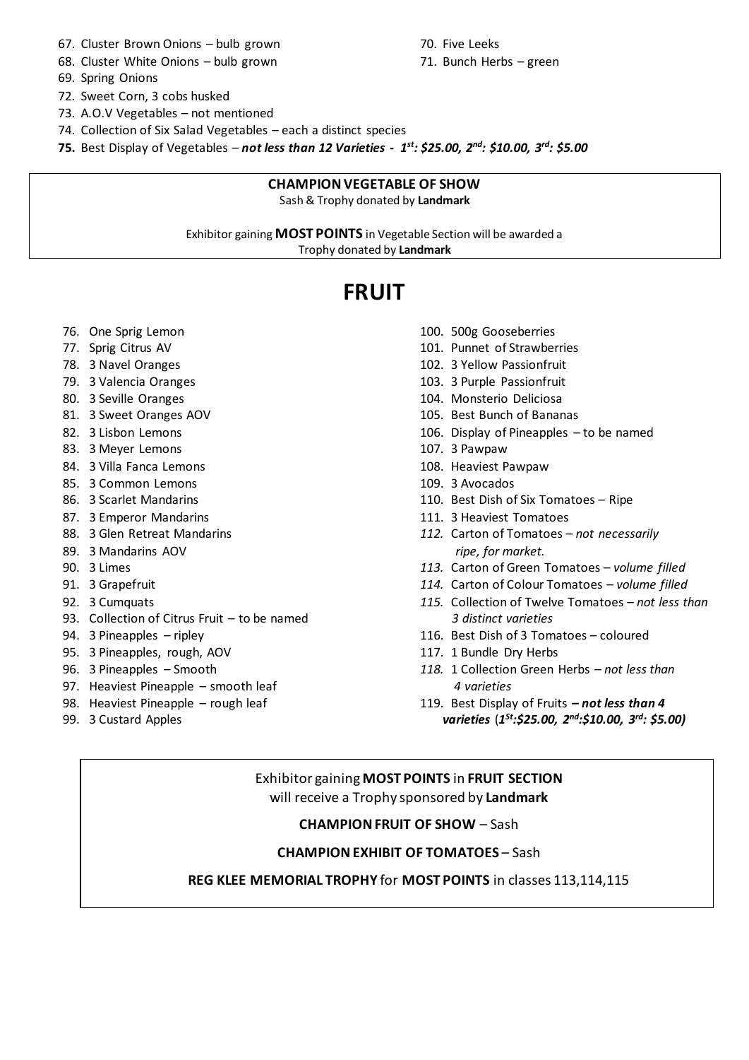67. Cluster Brown Onions – bulb grown
68. Cluster White Onions – bulb grown
69. Spring Onions
70. Five Leeks
71. Bunch Herbs – green
72. Sweet Corn, 3 cobs husked
73. A.O.V Vegetables – not mentioned
74. Collection of Six Salad Vegetables – each a distinct species
75. Best Display of Vegetables – ***not less than 12 Varieties - 1st: $25.00, 2nd: $10.00, 3rd: $5.00***

**CHAMPION VEGETABLE OF SHOW**
Sash & Trophy donated by **Landmark**

Exhibitor gaining **MOST POINTS** in Vegetable Section will be awarded a
Trophy donated by **Landmark**

# FRUIT

76. One Sprig Lemon
77. Sprig Citrus AV
78. 3 Navel Oranges
79. 3 Valencia Oranges
80. 3 Seville Oranges
81. 3 Sweet Oranges AOV
82. 3 Lisbon Lemons
83. 3 Meyer Lemons
84. 3 Villa Fanca Lemons
85. 3 Common Lemons
86. 3 Scarlet Mandarins
87. 3 Emperor Mandarins
88. 3 Glen Retreat Mandarins
89. 3 Mandarins AOV
90. 3 Limes
91. 3 Grapefruit
92. 3 Cumquats
93. Collection of Citrus Fruit – to be named
94. 3 Pineapples – ripley
95. 3 Pineapples, rough, AOV
96. 3 Pineapples – Smooth
97. Heaviest Pineapple – smooth leaf
98. Heaviest Pineapple – rough leaf
99. 3 Custard Apples
100. 500g Gooseberries
101. Punnet of Strawberries
102. 3 Yellow Passionfruit
103. 3 Purple Passionfruit
104. Monsterio Deliciosa
105. Best Bunch of Bananas
106. Display of Pineapples – to be named
107. 3 Pawpaw
108. Heaviest Pawpaw
109. 3 Avocados
110. Best Dish of Six Tomatoes – Ripe
111. 3 Heaviest Tomatoes
112. Carton of Tomatoes – *not necessarily ripe, for market.*
113. Carton of Green Tomatoes – *volume filled*
114. Carton of Colour Tomatoes – *volume filled*
115. Collection of Twelve Tomatoes – *not less than 3 distinct varieties*
116. Best Dish of 3 Tomatoes – coloured
117. 1 Bundle Dry Herbs
118. 1 Collection Green Herbs – *not less than 4 varieties*
119. Best Display of Fruits ***– not less than 4 varieties (1St:$25.00, 2nd:$10.00, 3rd: $5.00)***

Exhibitor gaining **MOST POINTS** in **FRUIT SECTION**
will receive a Trophy sponsored by **Landmark**

**CHAMPION FRUIT OF SHOW** – Sash

**CHAMPION EXHIBIT OF TOMATOES** – Sash

**REG KLEE MEMORIAL TROPHY** for **MOST POINTS** in classes 113,114,115